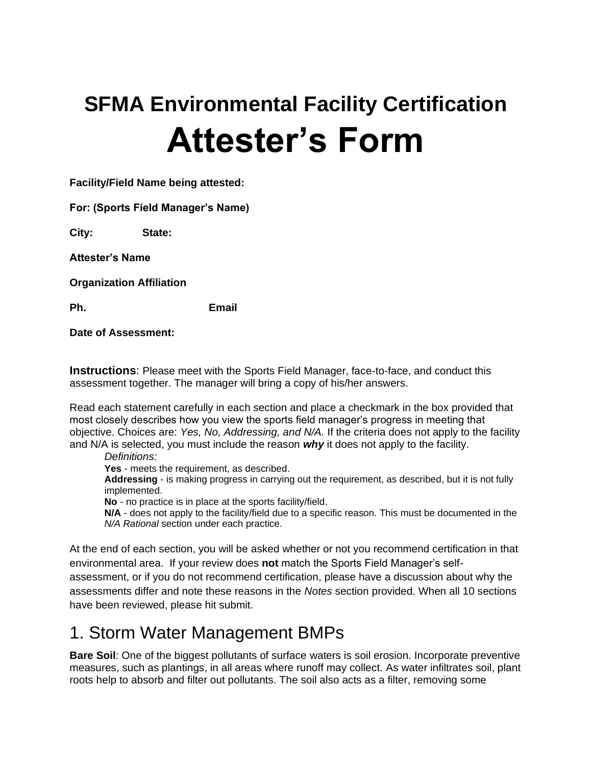# SFMA Environmental Facility Certification

# Attester's Form

**Facility/Field Name being attested:**

**For: (Sports Field Manager's Name)**

**City:** **State:**

**Attester's Name**

**Organization Affiliation**

**Ph.** **Email**

**Date of Assessment:**

**Instructions**: Please meet with the Sports Field Manager, face-to-face, and conduct this assessment together. The manager will bring a copy of his/her answers.

Read each statement carefully in each section and place a checkmark in the box provided that most closely describes how you view the sports field manager's progress in meeting that objective. Choices are: *Yes, No, Addressing, and N/A.* If the criteria does not apply to the facility and N/A is selected, you must include the reason ***why*** it does not apply to the facility.

*Definitions:*

**Yes** - meets the requirement, as described.

**Addressing** - is making progress in carrying out the requirement, as described, but it is not fully implemented.

**No** - no practice is in place at the sports facility/field.

**N/A** - does not apply to the facility/field due to a specific reason. This must be documented in the *N/A Rational* section under each practice.

At the end of each section, you will be asked whether or not you recommend certification in that environmental area. If your review does **not** match the Sports Field Manager's self-assessment, or if you do not recommend certification, please have a discussion about why the assessments differ and note these reasons in the *Notes* section provided. When all 10 sections have been reviewed, please hit submit.

## 1. Storm Water Management BMPs

**Bare Soil**: One of the biggest pollutants of surface waters is soil erosion. Incorporate preventive measures, such as plantings, in all areas where runoff may collect. As water infiltrates soil, plant roots help to absorb and filter out pollutants. The soil also acts as a filter, removing some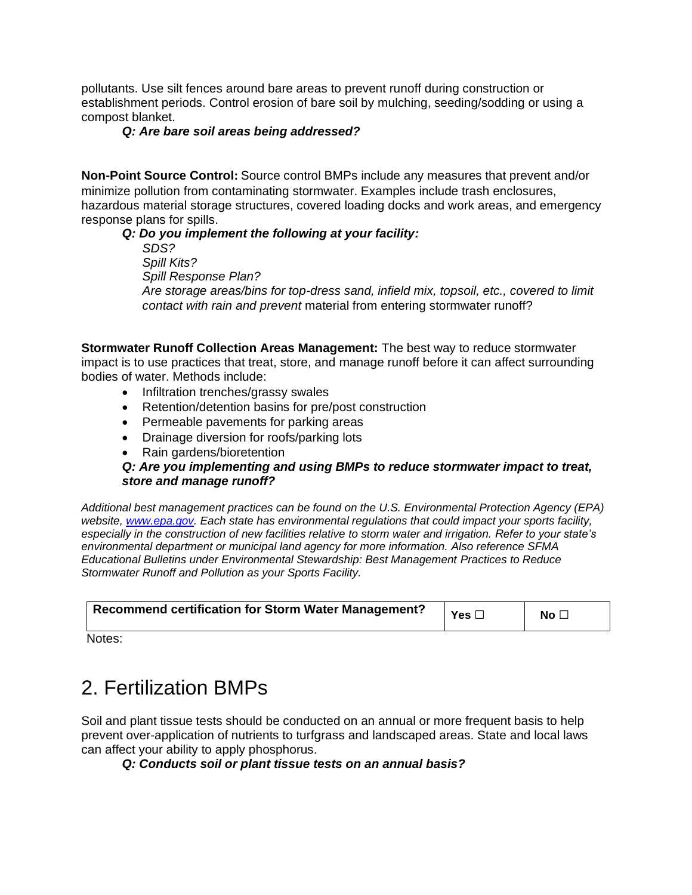pollutants. Use silt fences around bare areas to prevent runoff during construction or establishment periods. Control erosion of bare soil by mulching, seeding/sodding or using a compost blanket.

***Q: Are bare soil areas being addressed?***

**Non-Point Source Control:** Source control BMPs include any measures that prevent and/or minimize pollution from contaminating stormwater. Examples include trash enclosures, hazardous material storage structures, covered loading docks and work areas, and emergency response plans for spills.

***Q: Do you implement the following at your facility:***

*SDS?*
*Spill Kits?*
*Spill Response Plan?*
*Are storage areas/bins for top-dress sand, infield mix, topsoil, etc., covered to limit contact with rain and prevent* material from entering stormwater runoff?

**Stormwater Runoff Collection Areas Management:** The best way to reduce stormwater impact is to use practices that treat, store, and manage runoff before it can affect surrounding bodies of water. Methods include:

- Infiltration trenches/grassy swales
- Retention/detention basins for pre/post construction
- Permeable pavements for parking areas
- Drainage diversion for roofs/parking lots
- Rain gardens/bioretention

***Q: Are you implementing and using BMPs to reduce stormwater impact to treat, store and manage runoff?***

*Additional best management practices can be found on the U.S. Environmental Protection Agency (EPA) website, [www.epa.gov](www.epa.gov). Each state has environmental regulations that could impact your sports facility, especially in the construction of new facilities relative to storm water and irrigation. Refer to your state's environmental department or municipal land agency for more information. Also reference SFMA Educational Bulletins under Environmental Stewardship: Best Management Practices to Reduce Stormwater Runoff and Pollution as your Sports Facility.*

| **Recommend certification for Storm Water Management?** | **Yes ☐** | **No ☐** |
|---|---|---|

Notes:

## 2. Fertilization BMPs

Soil and plant tissue tests should be conducted on an annual or more frequent basis to help prevent over-application of nutrients to turfgrass and landscaped areas. State and local laws can affect your ability to apply phosphorus.

***Q: Conducts soil or plant tissue tests on an annual basis?***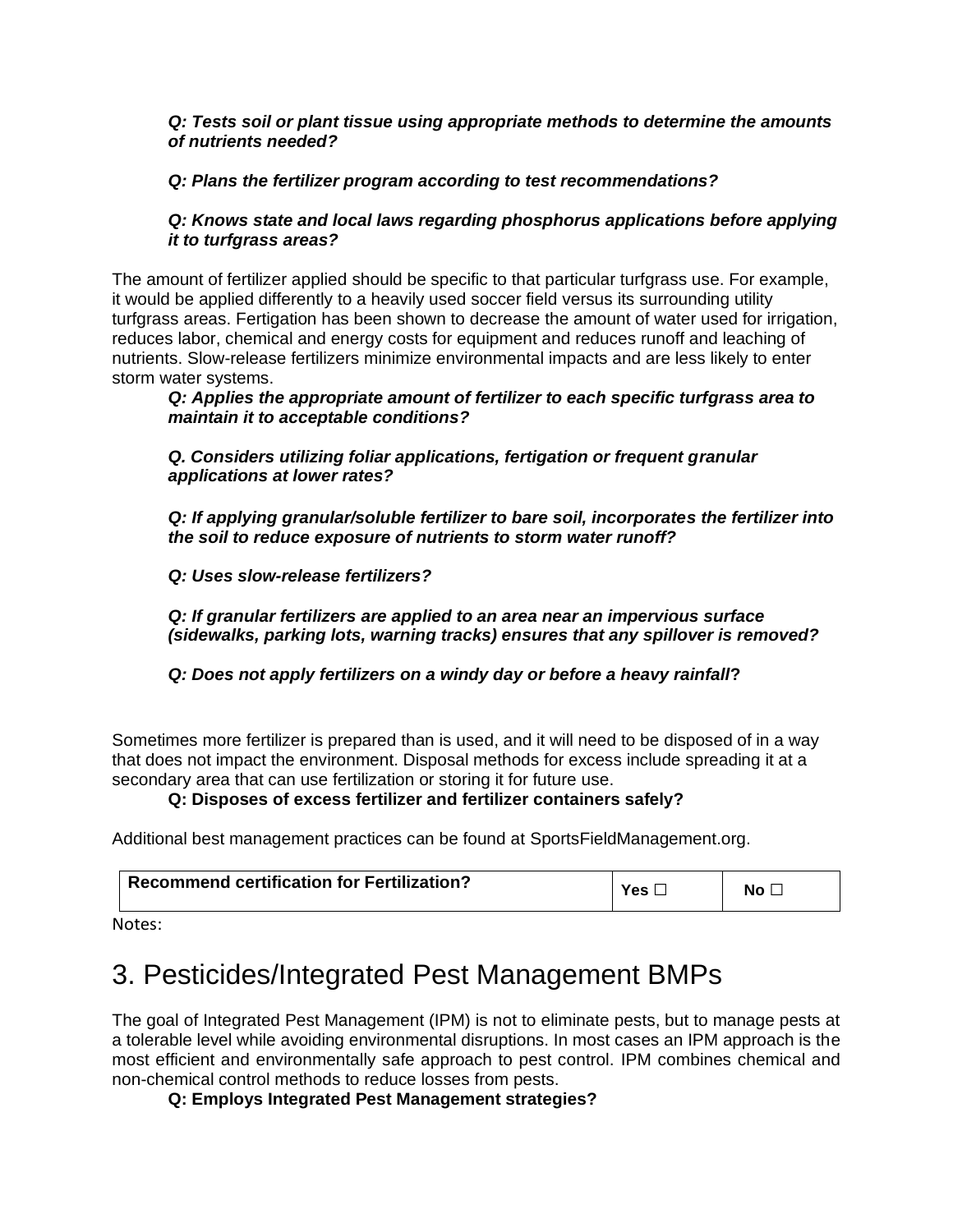***Q: Tests soil or plant tissue using appropriate methods to determine the amounts of nutrients needed?***

***Q: Plans the fertilizer program according to test recommendations?***

***Q: Knows state and local laws regarding phosphorus applications before applying it to turfgrass areas?***

The amount of fertilizer applied should be specific to that particular turfgrass use. For example, it would be applied differently to a heavily used soccer field versus its surrounding utility turfgrass areas. Fertigation has been shown to decrease the amount of water used for irrigation, reduces labor, chemical and energy costs for equipment and reduces runoff and leaching of nutrients. Slow-release fertilizers minimize environmental impacts and are less likely to enter storm water systems.

***Q: Applies the appropriate amount of fertilizer to each specific turfgrass area to maintain it to acceptable conditions?***

***Q. Considers utilizing foliar applications, fertigation or frequent granular applications at lower rates?***

***Q: If applying granular/soluble fertilizer to bare soil, incorporates the fertilizer into the soil to reduce exposure of nutrients to storm water runoff?***

***Q: Uses slow-release fertilizers?***

***Q: If granular fertilizers are applied to an area near an impervious surface (sidewalks, parking lots, warning tracks) ensures that any spillover is removed?***

***Q: Does not apply fertilizers on a windy day or before a heavy rainfall*?**

Sometimes more fertilizer is prepared than is used, and it will need to be disposed of in a way that does not impact the environment. Disposal methods for excess include spreading it at a secondary area that can use fertilization or storing it for future use.

**Q: Disposes of excess fertilizer and fertilizer containers safely?**

Additional best management practices can be found at SportsFieldManagement.org.

| **Recommend certification for Fertilization?** | **Yes ☐** | **No ☐** |
|---|---|---|

Notes:

# 3. Pesticides/Integrated Pest Management BMPs

The goal of Integrated Pest Management (IPM) is not to eliminate pests, but to manage pests at a tolerable level while avoiding environmental disruptions. In most cases an IPM approach is the most efficient and environmentally safe approach to pest control. IPM combines chemical and non-chemical control methods to reduce losses from pests.

**Q: Employs Integrated Pest Management strategies?**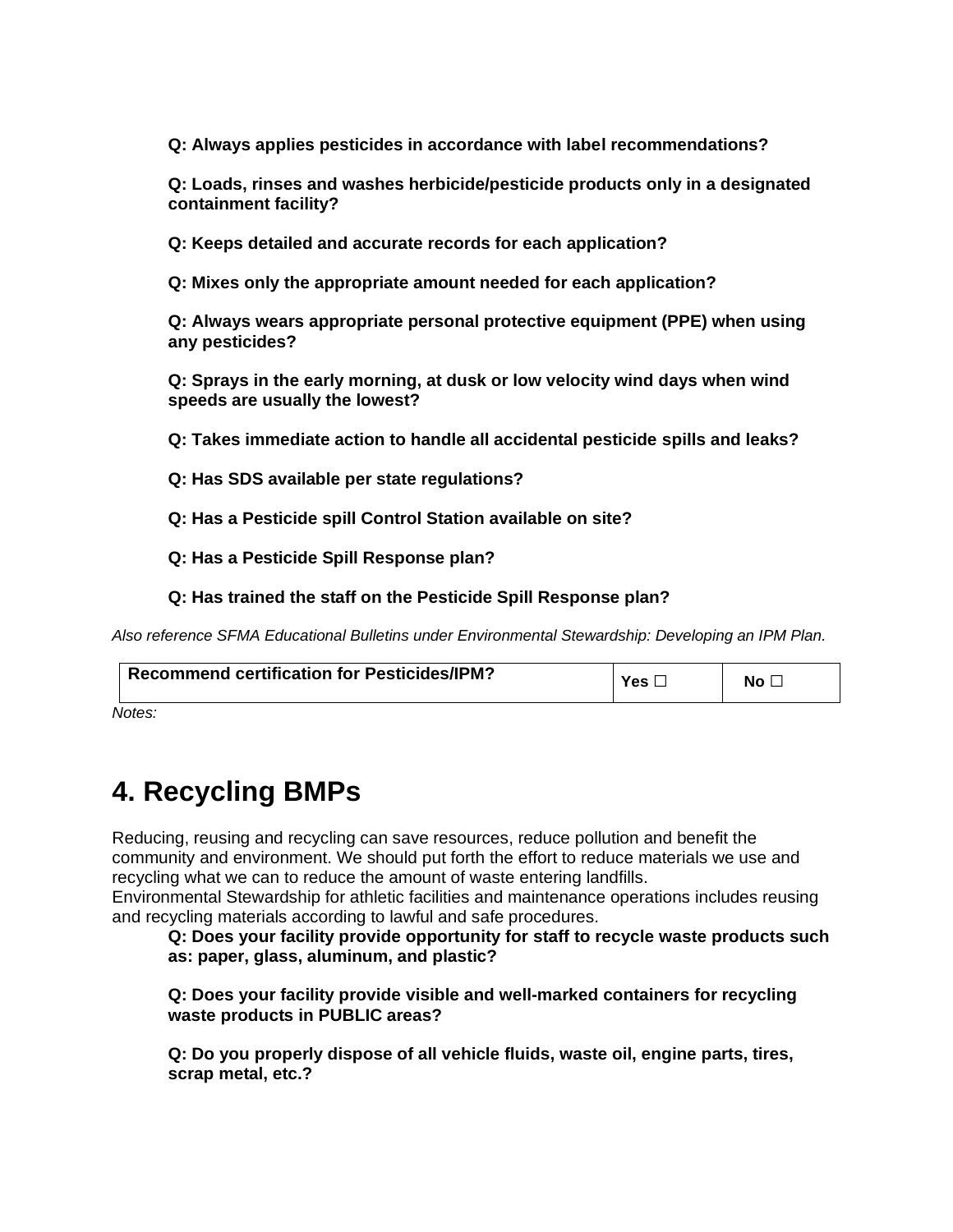**Q: Always applies pesticides in accordance with label recommendations?**

**Q: Loads, rinses and washes herbicide/pesticide products only in a designated containment facility?**

**Q: Keeps detailed and accurate records for each application?**

**Q: Mixes only the appropriate amount needed for each application?**

**Q: Always wears appropriate personal protective equipment (PPE) when using any pesticides?**

**Q: Sprays in the early morning, at dusk or low velocity wind days when wind speeds are usually the lowest?**

**Q: Takes immediate action to handle all accidental pesticide spills and leaks?**

**Q: Has SDS available per state regulations?**

**Q: Has a Pesticide spill Control Station available on site?**

**Q: Has a Pesticide Spill Response plan?**

**Q: Has trained the staff on the Pesticide Spill Response plan?**

*Also reference SFMA Educational Bulletins under Environmental Stewardship: Developing an IPM Plan.*

| **Recommend certification for Pesticides/IPM?** | **Yes ☐** | **No ☐** |
|---|---|---|

*Notes:*

# 4. Recycling BMPs

Reducing, reusing and recycling can save resources, reduce pollution and benefit the community and environment. We should put forth the effort to reduce materials we use and recycling what we can to reduce the amount of waste entering landfills.
Environmental Stewardship for athletic facilities and maintenance operations includes reusing and recycling materials according to lawful and safe procedures.

**Q: Does your facility provide opportunity for staff to recycle waste products such as: paper, glass, aluminum, and plastic?**

**Q: Does your facility provide visible and well-marked containers for recycling waste products in PUBLIC areas?**

**Q: Do you properly dispose of all vehicle fluids, waste oil, engine parts, tires, scrap metal, etc.?**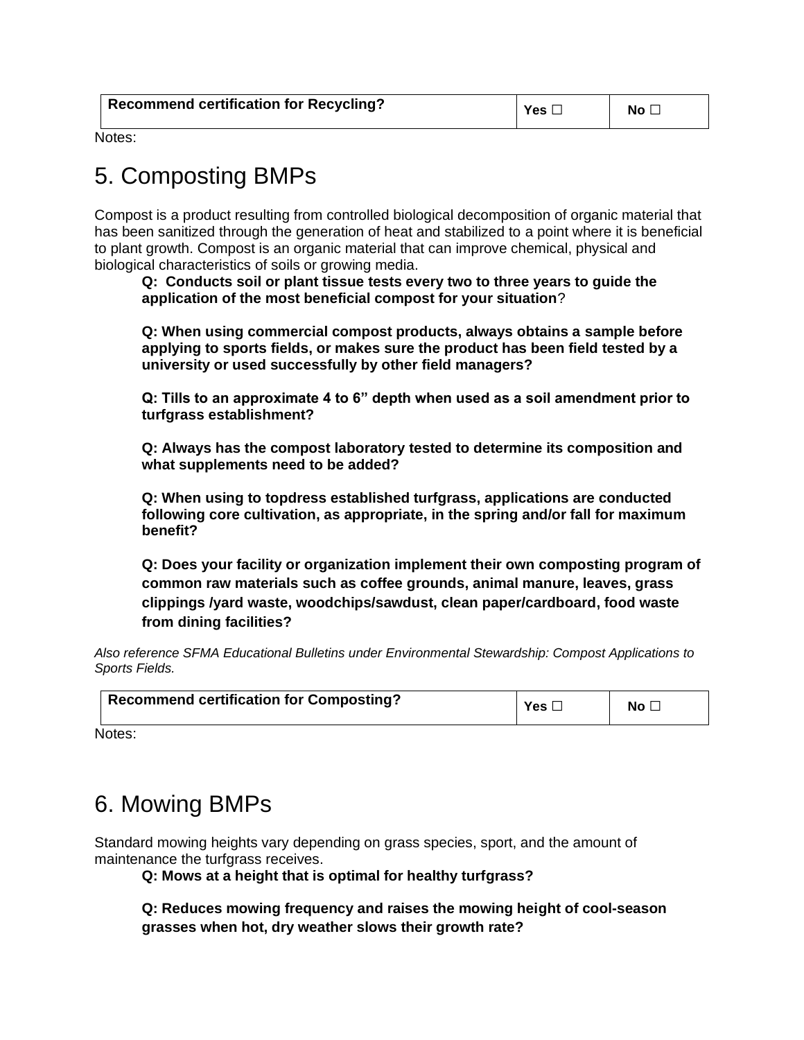| Recommend certification for Recycling? | Yes ☐ | No ☐ |
|---|---|---|

Notes:

# 5. Composting BMPs

Compost is a product resulting from controlled biological decomposition of organic material that has been sanitized through the generation of heat and stabilized to a point where it is beneficial to plant growth. Compost is an organic material that can improve chemical, physical and biological characteristics of soils or growing media.

**Q: Conducts soil or plant tissue tests every two to three years to guide the application of the most beneficial compost for your situation**?

**Q: When using commercial compost products, always obtains a sample before applying to sports fields, or makes sure the product has been field tested by a university or used successfully by other field managers?**

**Q: Tills to an approximate 4 to 6" depth when used as a soil amendment prior to turfgrass establishment?**

**Q: Always has the compost laboratory tested to determine its composition and what supplements need to be added?**

**Q: When using to topdress established turfgrass, applications are conducted following core cultivation, as appropriate, in the spring and/or fall for maximum benefit?**

**Q: Does your facility or organization implement their own composting program of common raw materials such as coffee grounds, animal manure, leaves, grass clippings /yard waste, woodchips/sawdust, clean paper/cardboard, food waste from dining facilities?**

*Also reference SFMA Educational Bulletins under Environmental Stewardship: Compost Applications to Sports Fields.*

| Recommend certification for Composting? | Yes ☐ | No ☐ |
|---|---|---|

Notes:

# 6. Mowing BMPs

Standard mowing heights vary depending on grass species, sport, and the amount of maintenance the turfgrass receives.

**Q: Mows at a height that is optimal for healthy turfgrass?**

**Q: Reduces mowing frequency and raises the mowing height of cool-season grasses when hot, dry weather slows their growth rate?**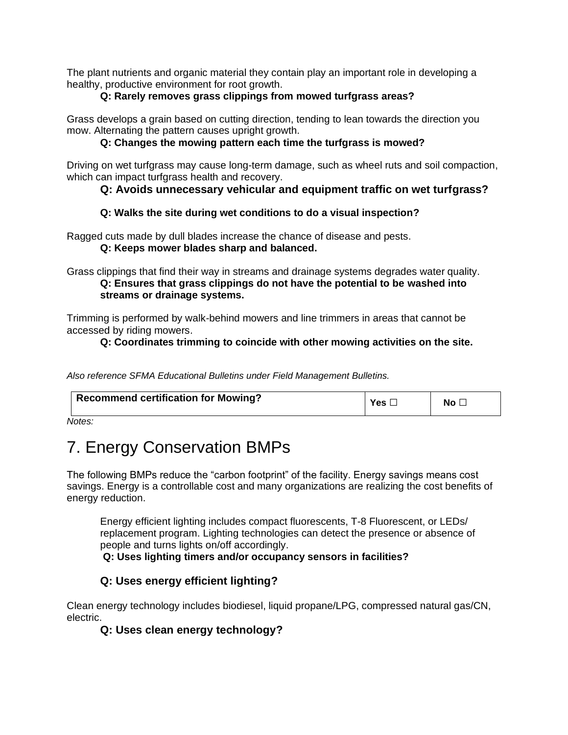The plant nutrients and organic material they contain play an important role in developing a healthy, productive environment for root growth.

**Q: Rarely removes grass clippings from mowed turfgrass areas?**

Grass develops a grain based on cutting direction, tending to lean towards the direction you mow. Alternating the pattern causes upright growth.

**Q: Changes the mowing pattern each time the turfgrass is mowed?**

Driving on wet turfgrass may cause long-term damage, such as wheel ruts and soil compaction, which can impact turfgrass health and recovery.

**Q: Avoids unnecessary vehicular and equipment traffic on wet turfgrass?**

**Q: Walks the site during wet conditions to do a visual inspection?**

Ragged cuts made by dull blades increase the chance of disease and pests.

**Q: Keeps mower blades sharp and balanced.**

Grass clippings that find their way in streams and drainage systems degrades water quality.

**Q: Ensures that grass clippings do not have the potential to be washed into streams or drainage systems.**

Trimming is performed by walk-behind mowers and line trimmers in areas that cannot be accessed by riding mowers.

**Q: Coordinates trimming to coincide with other mowing activities on the site.**

*Also reference SFMA Educational Bulletins under Field Management Bulletins.*

| **Recommend certification for Mowing?** | **Yes ☐** | **No ☐** |
|---|---|---|

*Notes:*

# 7. Energy Conservation BMPs

The following BMPs reduce the "carbon footprint" of the facility. Energy savings means cost savings. Energy is a controllable cost and many organizations are realizing the cost benefits of energy reduction.

Energy efficient lighting includes compact fluorescents, T-8 Fluorescent, or LEDs/ replacement program. Lighting technologies can detect the presence or absence of people and turns lights on/off accordingly.

**Q: Uses lighting timers and/or occupancy sensors in facilities?**

**Q: Uses energy efficient lighting?**

Clean energy technology includes biodiesel, liquid propane/LPG, compressed natural gas/CN, electric.

**Q: Uses clean energy technology?**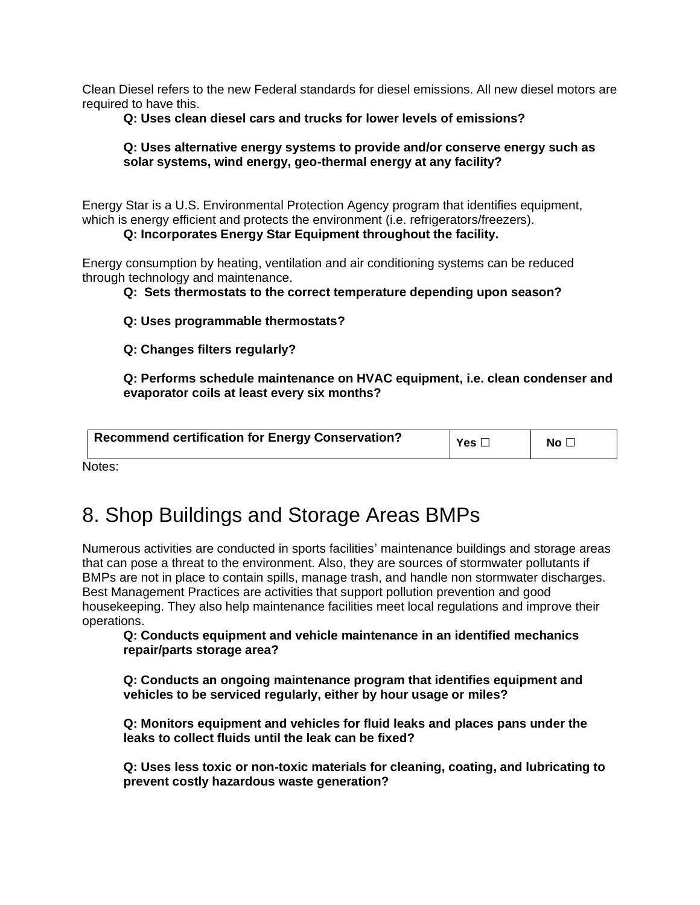Clean Diesel refers to the new Federal standards for diesel emissions. All new diesel motors are required to have this.

**Q: Uses clean diesel cars and trucks for lower levels of emissions?**

**Q: Uses alternative energy systems to provide and/or conserve energy such as solar systems, wind energy, geo-thermal energy at any facility?**

Energy Star is a U.S. Environmental Protection Agency program that identifies equipment, which is energy efficient and protects the environment (i.e. refrigerators/freezers).

**Q: Incorporates Energy Star Equipment throughout the facility.**

Energy consumption by heating, ventilation and air conditioning systems can be reduced through technology and maintenance.

**Q: Sets thermostats to the correct temperature depending upon season?**

**Q: Uses programmable thermostats?**

**Q: Changes filters regularly?**

**Q: Performs schedule maintenance on HVAC equipment, i.e. clean condenser and evaporator coils at least every six months?**

| **Recommend certification for Energy Conservation?** | **Yes ☐** | **No ☐** |
| --- | --- | --- |

Notes:

# 8. Shop Buildings and Storage Areas BMPs

Numerous activities are conducted in sports facilities' maintenance buildings and storage areas that can pose a threat to the environment. Also, they are sources of stormwater pollutants if BMPs are not in place to contain spills, manage trash, and handle non stormwater discharges. Best Management Practices are activities that support pollution prevention and good housekeeping. They also help maintenance facilities meet local regulations and improve their operations.

**Q: Conducts equipment and vehicle maintenance in an identified mechanics repair/parts storage area?**

**Q: Conducts an ongoing maintenance program that identifies equipment and vehicles to be serviced regularly, either by hour usage or miles?**

**Q: Monitors equipment and vehicles for fluid leaks and places pans under the leaks to collect fluids until the leak can be fixed?**

**Q: Uses less toxic or non-toxic materials for cleaning, coating, and lubricating to prevent costly hazardous waste generation?**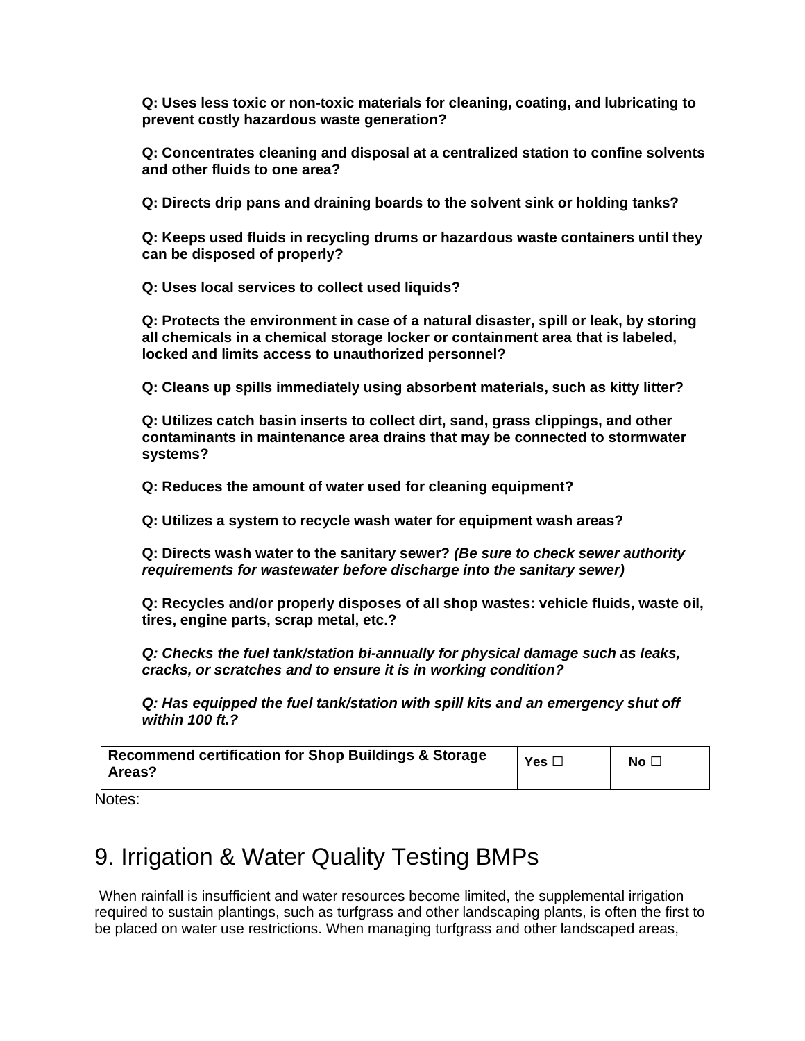**Q: Uses less toxic or non-toxic materials for cleaning, coating, and lubricating to prevent costly hazardous waste generation?**

**Q: Concentrates cleaning and disposal at a centralized station to confine solvents and other fluids to one area?**

**Q: Directs drip pans and draining boards to the solvent sink or holding tanks?**

**Q: Keeps used fluids in recycling drums or hazardous waste containers until they can be disposed of properly?**

**Q: Uses local services to collect used liquids?**

**Q: Protects the environment in case of a natural disaster, spill or leak, by storing all chemicals in a chemical storage locker or containment area that is labeled, locked and limits access to unauthorized personnel?**

**Q: Cleans up spills immediately using absorbent materials, such as kitty litter?**

**Q: Utilizes catch basin inserts to collect dirt, sand, grass clippings, and other contaminants in maintenance area drains that may be connected to stormwater systems?**

**Q: Reduces the amount of water used for cleaning equipment?**

**Q: Utilizes a system to recycle wash water for equipment wash areas?**

**Q: Directs wash water to the sanitary sewer?** ***(Be sure to check sewer authority requirements for wastewater before discharge into the sanitary sewer)***

**Q: Recycles and/or properly disposes of all shop wastes: vehicle fluids, waste oil, tires, engine parts, scrap metal, etc.?**

***Q: Checks the fuel tank/station bi-annually for physical damage such as leaks, cracks, or scratches and to ensure it is in working condition?***

***Q: Has equipped the fuel tank/station with spill kits and an emergency shut off within 100 ft.?***

| **Recommend certification for Shop Buildings & Storage Areas?** | **Yes ☐** | **No ☐** |
|---|---|---|

Notes:

# 9. Irrigation & Water Quality Testing BMPs

When rainfall is insufficient and water resources become limited, the supplemental irrigation required to sustain plantings, such as turfgrass and other landscaping plants, is often the first to be placed on water use restrictions. When managing turfgrass and other landscaped areas,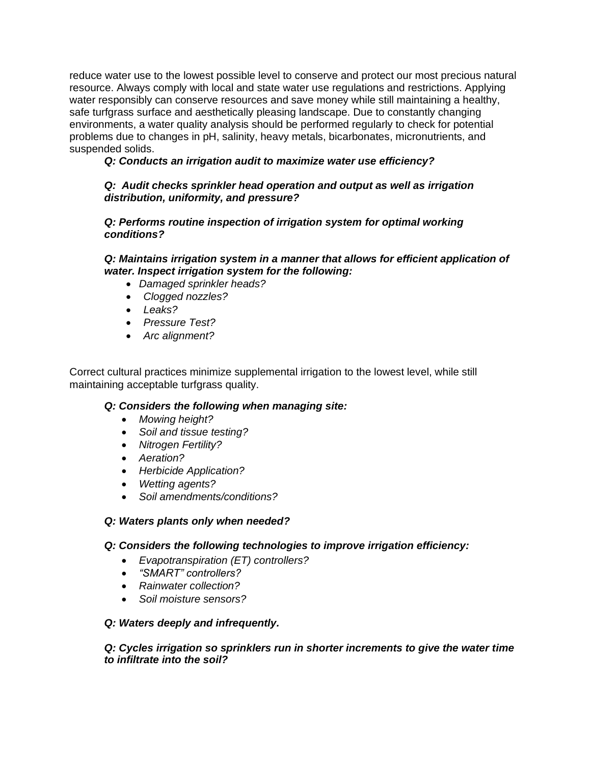reduce water use to the lowest possible level to conserve and protect our most precious natural resource. Always comply with local and state water use regulations and restrictions. Applying water responsibly can conserve resources and save money while still maintaining a healthy, safe turfgrass surface and aesthetically pleasing landscape. Due to constantly changing environments, a water quality analysis should be performed regularly to check for potential problems due to changes in pH, salinity, heavy metals, bicarbonates, micronutrients, and suspended solids.

***Q: Conducts an irrigation audit to maximize water use efficiency?***

***Q: Audit checks sprinkler head operation and output as well as irrigation distribution, uniformity, and pressure?***

***Q: Performs routine inspection of irrigation system for optimal working conditions?***

***Q: Maintains irrigation system in a manner that allows for efficient application of water. Inspect irrigation system for the following:***

- *Damaged sprinkler heads?*
- *Clogged nozzles?*
- *Leaks?*
- *Pressure Test?*
- *Arc alignment?*

Correct cultural practices minimize supplemental irrigation to the lowest level, while still maintaining acceptable turfgrass quality.

***Q: Considers the following when managing site:***

- *Mowing height?*
- *Soil and tissue testing?*
- *Nitrogen Fertility?*
- *Aeration?*
- *Herbicide Application?*
- *Wetting agents?*
- *Soil amendments/conditions?*

***Q: Waters plants only when needed?***

***Q: Considers the following technologies to improve irrigation efficiency:***

- *Evapotranspiration (ET) controllers?*
- *"SMART" controllers?*
- *Rainwater collection?*
- *Soil moisture sensors?*

***Q: Waters deeply and infrequently.***

***Q: Cycles irrigation so sprinklers run in shorter increments to give the water time to infiltrate into the soil?***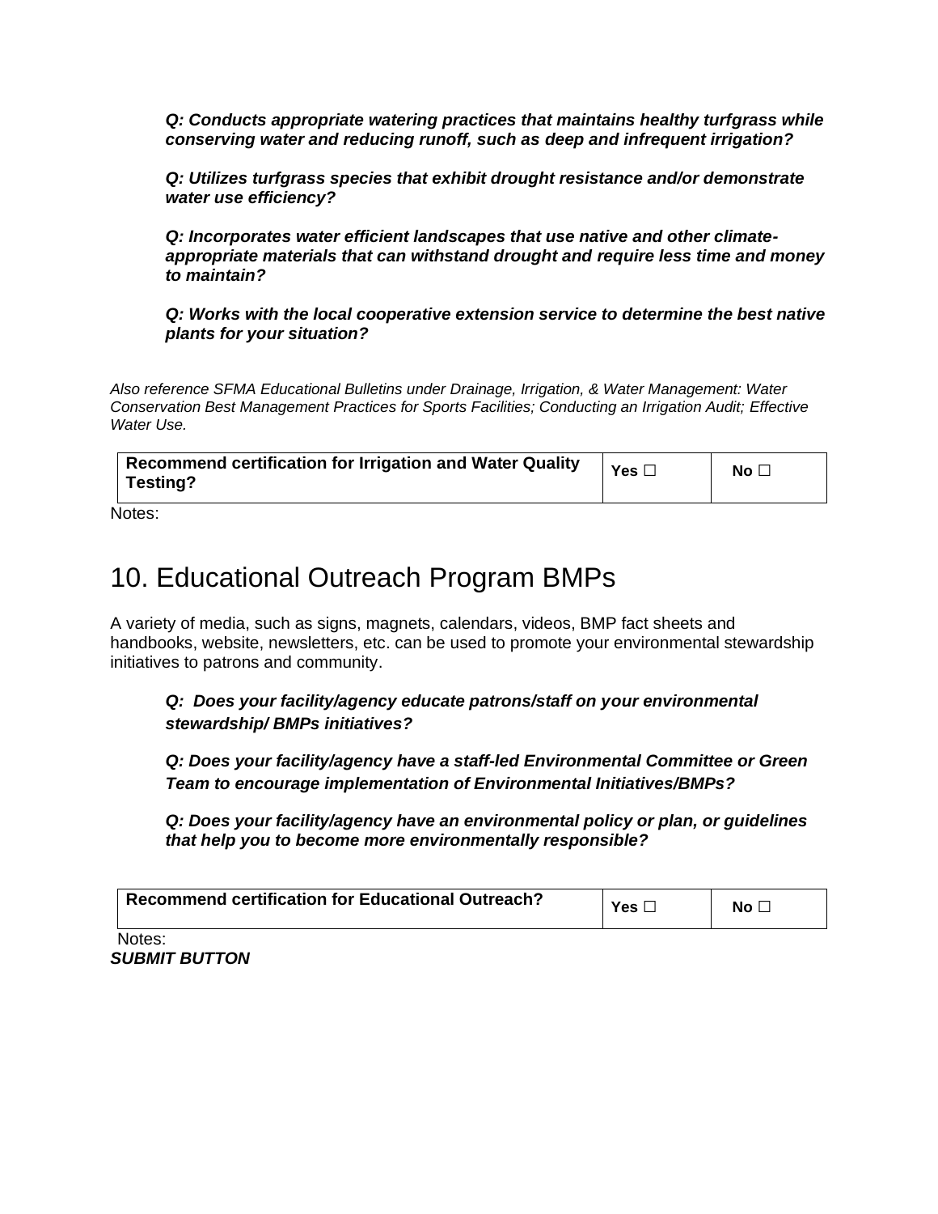***Q: Conducts appropriate watering practices that maintains healthy turfgrass while conserving water and reducing runoff, such as deep and infrequent irrigation?***

***Q: Utilizes turfgrass species that exhibit drought resistance and/or demonstrate water use efficiency?***

***Q: Incorporates water efficient landscapes that use native and other climate-appropriate materials that can withstand drought and require less time and money to maintain?***

***Q: Works with the local cooperative extension service to determine the best native plants for your situation?***

*Also reference SFMA Educational Bulletins under Drainage, Irrigation, & Water Management: Water Conservation Best Management Practices for Sports Facilities; Conducting an Irrigation Audit; Effective Water Use.*

| | | |
|---|---|---|
| **Recommend certification for Irrigation and Water Quality Testing?** | **Yes ☐** | **No ☐** |

Notes:

# 10. Educational Outreach Program BMPs

A variety of media, such as signs, magnets, calendars, videos, BMP fact sheets and handbooks, website, newsletters, etc. can be used to promote your environmental stewardship initiatives to patrons and community.

***Q: Does your facility/agency educate patrons/staff on your environmental stewardship/ BMPs initiatives?***

***Q: Does your facility/agency have a staff-led Environmental Committee or Green Team to encourage implementation of Environmental Initiatives/BMPs?***

***Q: Does your facility/agency have an environmental policy or plan, or guidelines that help you to become more environmentally responsible?***

| | | |
|---|---|---|
| **Recommend certification for Educational Outreach?** | **Yes ☐** | **No ☐** |

Notes:

***SUBMIT BUTTON***